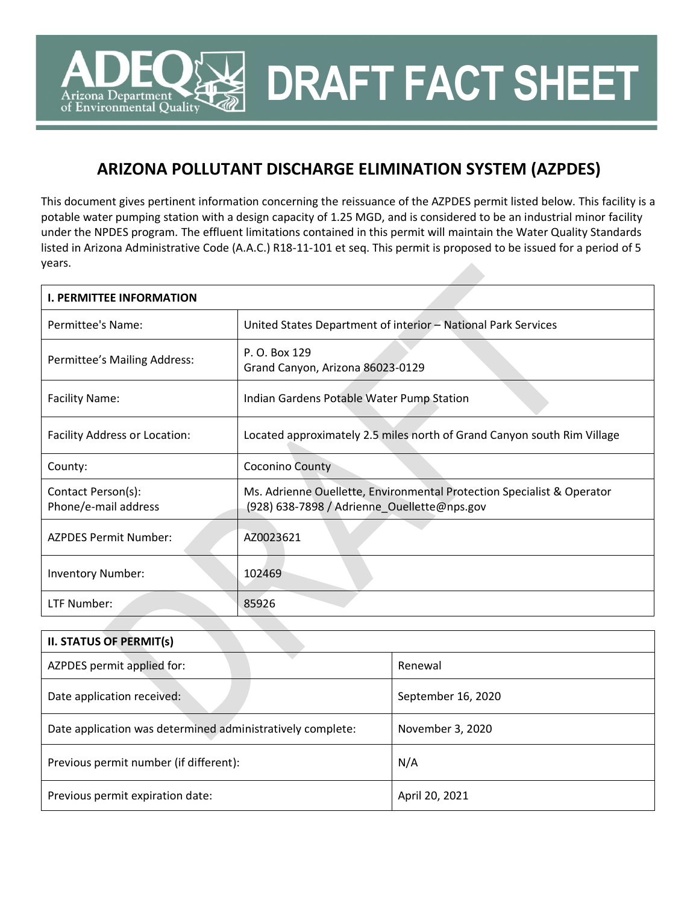# DRAFT FACT SHEET

## ARIZONA POLLUTANT DISCHARGE ELIMINATION SYSTEM (AZPDES)

This document gives pertinent information concerning the reissuance of the AZPDES permit listed below. This facility is a potable water pumping station with a design capacity of 1.25 MGD, and is considered to be an industrial minor facility under the NPDES program. The effluent limitations contained in this permit will maintain the Water Quality Standards listed in Arizona Administrative Code (A.A.C.) R18-11-101 et seq. This permit is proposed to be issued for a period of 5 years.

| I. PERMITTEE INFORMATION | |
|---|---|
| Permittee's Name: | United States Department of interior – National Park Services |
| Permittee's Mailing Address: | P. O. Box 129<br>Grand Canyon, Arizona 86023-0129 |
| Facility Name: | Indian Gardens Potable Water Pump Station |
| Facility Address or Location: | Located approximately 2.5 miles north of Grand Canyon south Rim Village |
| County: | Coconino County |
| Contact Person(s):<br>Phone/e-mail address | Ms. Adrienne Ouellette, Environmental Protection Specialist & Operator<br>(928) 638-7898 / Adrienne_Ouellette@nps.gov |
| AZPDES Permit Number: | AZ0023621 |
| Inventory Number: | 102469 |
| LTF Number: | 85926 |

| II. STATUS OF PERMIT(s) | |
|---|---|
| AZPDES permit applied for: | Renewal |
| Date application received: | September 16, 2020 |
| Date application was determined administratively complete: | November 3, 2020 |
| Previous permit number (if different): | N/A |
| Previous permit expiration date: | April 20, 2021 |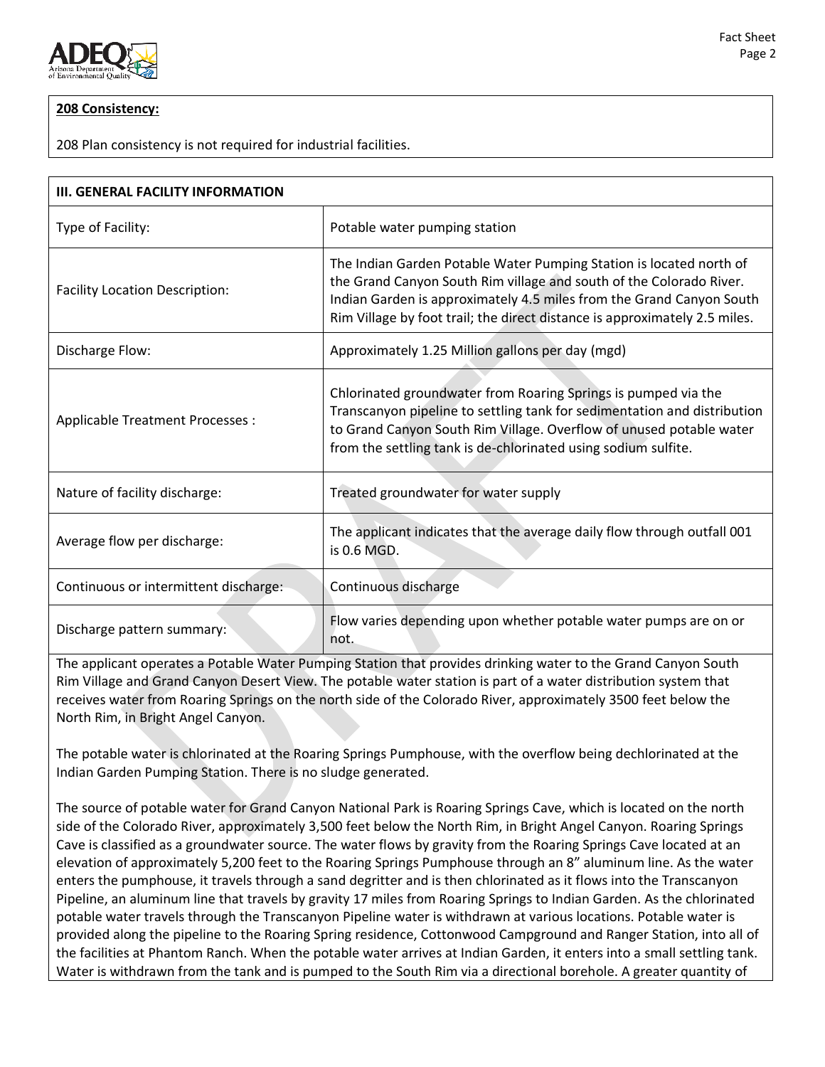**208 Consistency:**

208 Plan consistency is not required for industrial facilities.

| III. GENERAL FACILITY INFORMATION | |
|---|---|
| Type of Facility: | Potable water pumping station |
| Facility Location Description: | The Indian Garden Potable Water Pumping Station is located north of the Grand Canyon South Rim village and south of the Colorado River. Indian Garden is approximately 4.5 miles from the Grand Canyon South Rim Village by foot trail; the direct distance is approximately 2.5 miles. |
| Discharge Flow: | Approximately 1.25 Million gallons per day (mgd) |
| Applicable Treatment Processes : | Chlorinated groundwater from Roaring Springs is pumped via the Transcanyon pipeline to settling tank for sedimentation and distribution to Grand Canyon South Rim Village. Overflow of unused potable water from the settling tank is de-chlorinated using sodium sulfite. |
| Nature of facility discharge: | Treated groundwater for water supply |
| Average flow per discharge: | The applicant indicates that the average daily flow through outfall 001 is 0.6 MGD. |
| Continuous or intermittent discharge: | Continuous discharge |
| Discharge pattern summary: | Flow varies depending upon whether potable water pumps are on or not. |

The applicant operates a Potable Water Pumping Station that provides drinking water to the Grand Canyon South Rim Village and Grand Canyon Desert View. The potable water station is part of a water distribution system that receives water from Roaring Springs on the north side of the Colorado River, approximately 3500 feet below the North Rim, in Bright Angel Canyon.

The potable water is chlorinated at the Roaring Springs Pumphouse, with the overflow being dechlorinated at the Indian Garden Pumping Station. There is no sludge generated.

The source of potable water for Grand Canyon National Park is Roaring Springs Cave, which is located on the north side of the Colorado River, approximately 3,500 feet below the North Rim, in Bright Angel Canyon. Roaring Springs Cave is classified as a groundwater source. The water flows by gravity from the Roaring Springs Cave located at an elevation of approximately 5,200 feet to the Roaring Springs Pumphouse through an 8" aluminum line. As the water enters the pumphouse, it travels through a sand degritter and is then chlorinated as it flows into the Transcanyon Pipeline, an aluminum line that travels by gravity 17 miles from Roaring Springs to Indian Garden. As the chlorinated potable water travels through the Transcanyon Pipeline water is withdrawn at various locations. Potable water is provided along the pipeline to the Roaring Spring residence, Cottonwood Campground and Ranger Station, into all of the facilities at Phantom Ranch. When the potable water arrives at Indian Garden, it enters into a small settling tank. Water is withdrawn from the tank and is pumped to the South Rim via a directional borehole. A greater quantity of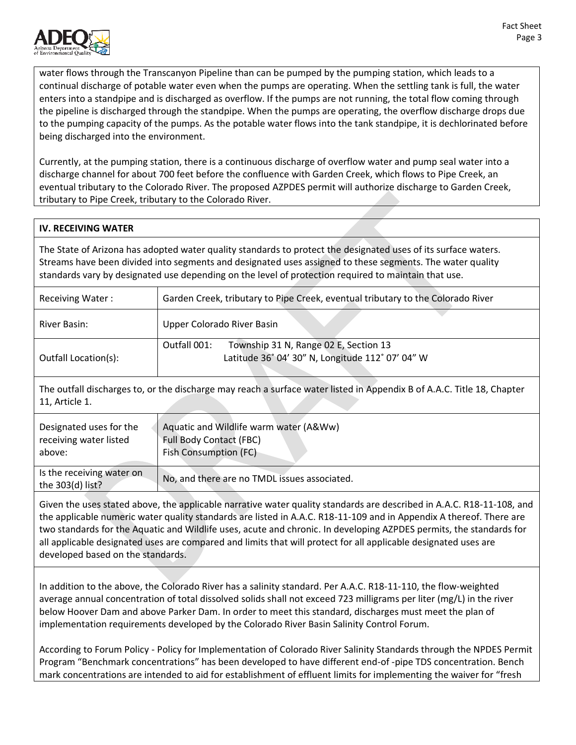water flows through the Transcanyon Pipeline than can be pumped by the pumping station, which leads to a continual discharge of potable water even when the pumps are operating. When the settling tank is full, the water enters into a standpipe and is discharged as overflow. If the pumps are not running, the total flow coming through the pipeline is discharged through the standpipe. When the pumps are operating, the overflow discharge drops due to the pumping capacity of the pumps. As the potable water flows into the tank standpipe, it is dechlorinated before being discharged into the environment.

Currently, at the pumping station, there is a continuous discharge of overflow water and pump seal water into a discharge channel for about 700 feet before the confluence with Garden Creek, which flows to Pipe Creek, an eventual tributary to the Colorado River. The proposed AZPDES permit will authorize discharge to Garden Creek, tributary to Pipe Creek, tributary to the Colorado River.

## IV. RECEIVING WATER

The State of Arizona has adopted water quality standards to protect the designated uses of its surface waters. Streams have been divided into segments and designated uses assigned to these segments. The water quality standards vary by designated use depending on the level of protection required to maintain that use.

| | |
|---|---|
| Receiving Water : | Garden Creek, tributary to Pipe Creek, eventual tributary to the Colorado River |
| River Basin: | Upper Colorado River Basin |
| Outfall Location(s): | Outfall 001: Township 31 N, Range 02 E, Section 13<br>Latitude 36˚ 04' 30" N, Longitude 112˚ 07' 04" W |

The outfall discharges to, or the discharge may reach a surface water listed in Appendix B of A.A.C. Title 18, Chapter 11, Article 1.

| | |
|---|---|
| Designated uses for the receiving water listed above: | Aquatic and Wildlife warm water (A&Ww)<br>Full Body Contact (FBC)<br>Fish Consumption (FC) |
| Is the receiving water on the 303(d) list? | No, and there are no TMDL issues associated. |

Given the uses stated above, the applicable narrative water quality standards are described in A.A.C. R18-11-108, and the applicable numeric water quality standards are listed in A.A.C. R18-11-109 and in Appendix A thereof. There are two standards for the Aquatic and Wildlife uses, acute and chronic. In developing AZPDES permits, the standards for all applicable designated uses are compared and limits that will protect for all applicable designated uses are developed based on the standards.

In addition to the above, the Colorado River has a salinity standard. Per A.A.C. R18-11-110, the flow-weighted average annual concentration of total dissolved solids shall not exceed 723 milligrams per liter (mg/L) in the river below Hoover Dam and above Parker Dam. In order to meet this standard, discharges must meet the plan of implementation requirements developed by the Colorado River Basin Salinity Control Forum.

According to Forum Policy - Policy for Implementation of Colorado River Salinity Standards through the NPDES Permit Program "Benchmark concentrations" has been developed to have different end-of -pipe TDS concentration. Bench mark concentrations are intended to aid for establishment of effluent limits for implementing the waiver for "fresh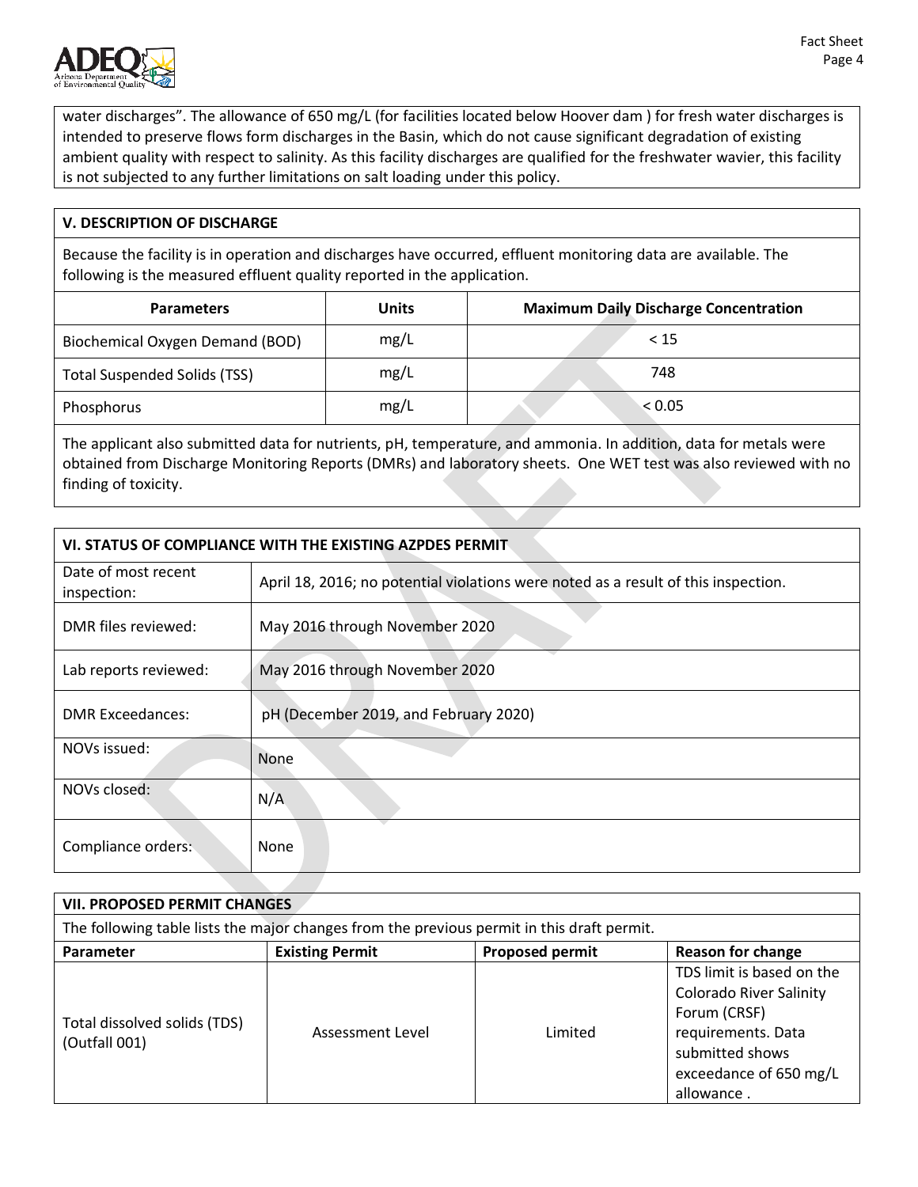water discharges". The allowance of 650 mg/L (for facilities located below Hoover dam ) for fresh water discharges is intended to preserve flows form discharges in the Basin, which do not cause significant degradation of existing ambient quality with respect to salinity. As this facility discharges are qualified for the freshwater wavier, this facility is not subjected to any further limitations on salt loading under this policy.

## V. DESCRIPTION OF DISCHARGE

Because the facility is in operation and discharges have occurred, effluent monitoring data are available. The following is the measured effluent quality reported in the application.

| Parameters | Units | Maximum Daily Discharge Concentration |
|---|---|---|
| Biochemical Oxygen Demand (BOD) | mg/L | < 15 |
| Total Suspended Solids (TSS) | mg/L | 748 |
| Phosphorus | mg/L | < 0.05 |

The applicant also submitted data for nutrients, pH, temperature, and ammonia. In addition, data for metals were obtained from Discharge Monitoring Reports (DMRs) and laboratory sheets. One WET test was also reviewed with no finding of toxicity.

## VI. STATUS OF COMPLIANCE WITH THE EXISTING AZPDES PERMIT

| | |
|---|---|
| Date of most recent inspection: | April 18, 2016; no potential violations were noted as a result of this inspection. |
| DMR files reviewed: | May 2016 through November 2020 |
| Lab reports reviewed: | May 2016 through November 2020 |
| DMR Exceedances: | pH (December 2019, and February 2020) |
| NOVs issued: | None |
| NOVs closed: | N/A |
| Compliance orders: | None |

## VII. PROPOSED PERMIT CHANGES

The following table lists the major changes from the previous permit in this draft permit.

| Parameter | Existing Permit | Proposed permit | Reason for change |
|---|---|---|---|
| Total dissolved solids (TDS) (Outfall 001) | Assessment Level | Limited | TDS limit is based on the Colorado River Salinity Forum (CRSF) requirements. Data submitted shows exceedance of 650 mg/L allowance . |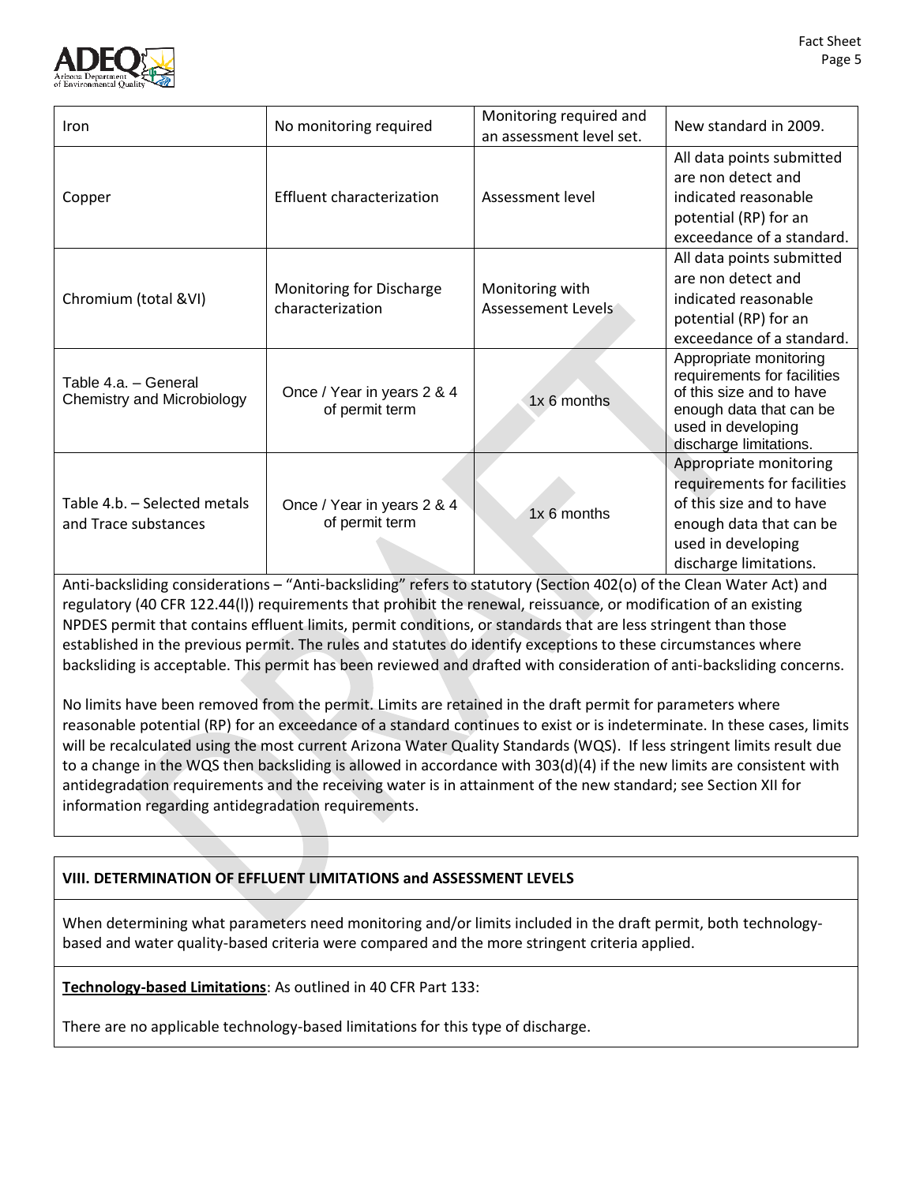| Iron | No monitoring required | Monitoring required and an assessment level set. | New standard in 2009. |
|---|---|---|---|
| Copper | Effluent characterization | Assessment level | All data points submitted are non detect and indicated reasonable potential (RP) for an exceedance of a standard. |
| Chromium (total &VI) | Monitoring for Discharge characterization | Monitoring with Assessement Levels | All data points submitted are non detect and indicated reasonable potential (RP) for an exceedance of a standard. |
| Table 4.a. – General Chemistry and Microbiology | Once / Year in years 2 & 4 of permit term | 1x 6 months | Appropriate monitoring requirements for facilities of this size and to have enough data that can be used in developing discharge limitations. |
| Table 4.b. – Selected metals and Trace substances | Once / Year in years 2 & 4 of permit term | 1x 6 months | Appropriate monitoring requirements for facilities of this size and to have enough data that can be used in developing discharge limitations. |

Anti-backsliding considerations – "Anti-backsliding" refers to statutory (Section 402(o) of the Clean Water Act) and regulatory (40 CFR 122.44(l)) requirements that prohibit the renewal, reissuance, or modification of an existing NPDES permit that contains effluent limits, permit conditions, or standards that are less stringent than those established in the previous permit. The rules and statutes do identify exceptions to these circumstances where backsliding is acceptable. This permit has been reviewed and drafted with consideration of anti-backsliding concerns.

No limits have been removed from the permit. Limits are retained in the draft permit for parameters where reasonable potential (RP) for an exceedance of a standard continues to exist or is indeterminate. In these cases, limits will be recalculated using the most current Arizona Water Quality Standards (WQS). If less stringent limits result due to a change in the WQS then backsliding is allowed in accordance with 303(d)(4) if the new limits are consistent with antidegradation requirements and the receiving water is in attainment of the new standard; see Section XII for information regarding antidegradation requirements.

## VIII. DETERMINATION OF EFFLUENT LIMITATIONS and ASSESSMENT LEVELS

When determining what parameters need monitoring and/or limits included in the draft permit, both technology-based and water quality-based criteria were compared and the more stringent criteria applied.

**Technology-based Limitations**: As outlined in 40 CFR Part 133:

There are no applicable technology-based limitations for this type of discharge.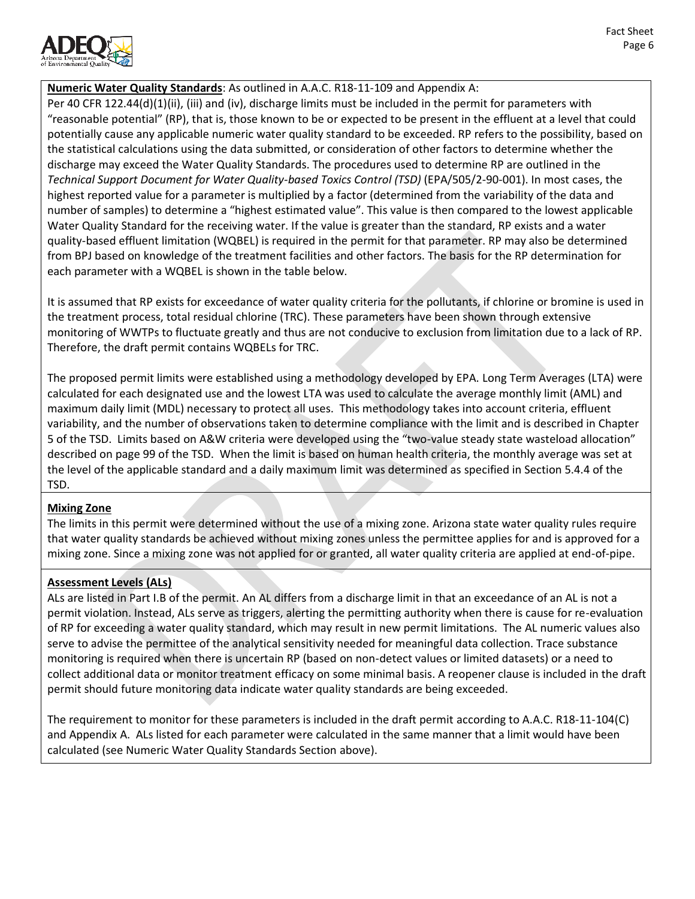**Numeric Water Quality Standards**: As outlined in A.A.C. R18-11-109 and Appendix A:

Per 40 CFR 122.44(d)(1)(ii), (iii) and (iv), discharge limits must be included in the permit for parameters with "reasonable potential" (RP), that is, those known to be or expected to be present in the effluent at a level that could potentially cause any applicable numeric water quality standard to be exceeded. RP refers to the possibility, based on the statistical calculations using the data submitted, or consideration of other factors to determine whether the discharge may exceed the Water Quality Standards. The procedures used to determine RP are outlined in the *Technical Support Document for Water Quality-based Toxics Control (TSD)* (EPA/505/2-90-001). In most cases, the highest reported value for a parameter is multiplied by a factor (determined from the variability of the data and number of samples) to determine a "highest estimated value". This value is then compared to the lowest applicable Water Quality Standard for the receiving water. If the value is greater than the standard, RP exists and a water quality-based effluent limitation (WQBEL) is required in the permit for that parameter. RP may also be determined from BPJ based on knowledge of the treatment facilities and other factors. The basis for the RP determination for each parameter with a WQBEL is shown in the table below.

It is assumed that RP exists for exceedance of water quality criteria for the pollutants, if chlorine or bromine is used in the treatment process, total residual chlorine (TRC). These parameters have been shown through extensive monitoring of WWTPs to fluctuate greatly and thus are not conducive to exclusion from limitation due to a lack of RP. Therefore, the draft permit contains WQBELs for TRC.

The proposed permit limits were established using a methodology developed by EPA. Long Term Averages (LTA) were calculated for each designated use and the lowest LTA was used to calculate the average monthly limit (AML) and maximum daily limit (MDL) necessary to protect all uses. This methodology takes into account criteria, effluent variability, and the number of observations taken to determine compliance with the limit and is described in Chapter 5 of the TSD. Limits based on A&W criteria were developed using the "two-value steady state wasteload allocation" described on page 99 of the TSD. When the limit is based on human health criteria, the monthly average was set at the level of the applicable standard and a daily maximum limit was determined as specified in Section 5.4.4 of the TSD.

**Mixing Zone**

The limits in this permit were determined without the use of a mixing zone. Arizona state water quality rules require that water quality standards be achieved without mixing zones unless the permittee applies for and is approved for a mixing zone. Since a mixing zone was not applied for or granted, all water quality criteria are applied at end-of-pipe.

**Assessment Levels (ALs)**

ALs are listed in Part I.B of the permit. An AL differs from a discharge limit in that an exceedance of an AL is not a permit violation. Instead, ALs serve as triggers, alerting the permitting authority when there is cause for re-evaluation of RP for exceeding a water quality standard, which may result in new permit limitations. The AL numeric values also serve to advise the permittee of the analytical sensitivity needed for meaningful data collection. Trace substance monitoring is required when there is uncertain RP (based on non-detect values or limited datasets) or a need to collect additional data or monitor treatment efficacy on some minimal basis. A reopener clause is included in the draft permit should future monitoring data indicate water quality standards are being exceeded.

The requirement to monitor for these parameters is included in the draft permit according to A.A.C. R18-11-104(C) and Appendix A. ALs listed for each parameter were calculated in the same manner that a limit would have been calculated (see Numeric Water Quality Standards Section above).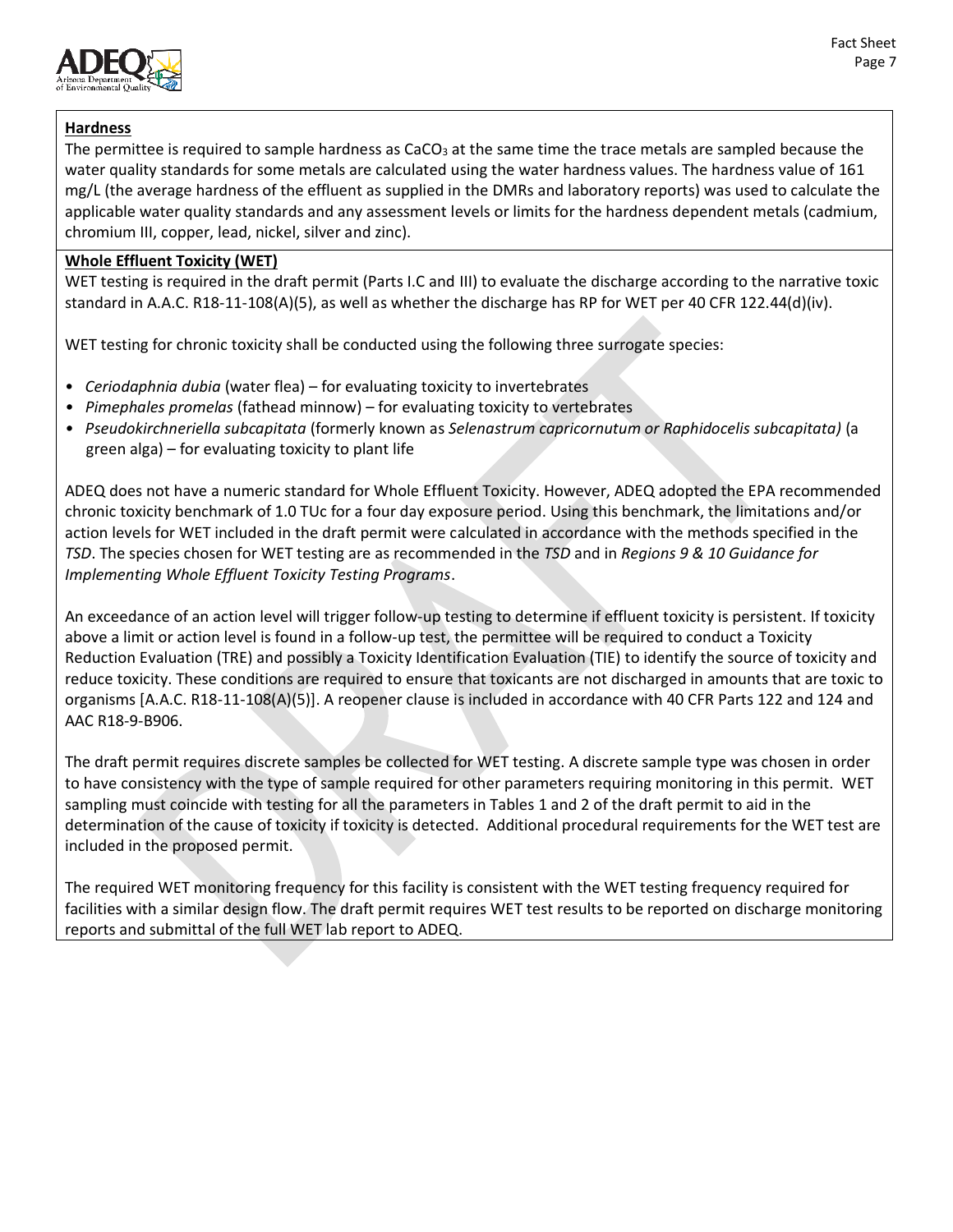**Hardness**

The permittee is required to sample hardness as $CaCO_3$ at the same time the trace metals are sampled because the water quality standards for some metals are calculated using the water hardness values. The hardness value of 161 mg/L (the average hardness of the effluent as supplied in the DMRs and laboratory reports) was used to calculate the applicable water quality standards and any assessment levels or limits for the hardness dependent metals (cadmium, chromium III, copper, lead, nickel, silver and zinc).

**Whole Effluent Toxicity (WET)**

WET testing is required in the draft permit (Parts I.C and III) to evaluate the discharge according to the narrative toxic standard in A.A.C. R18-11-108(A)(5), as well as whether the discharge has RP for WET per 40 CFR 122.44(d)(iv).

WET testing for chronic toxicity shall be conducted using the following three surrogate species:

- *Ceriodaphnia dubia* (water flea) – for evaluating toxicity to invertebrates
- *Pimephales promelas* (fathead minnow) – for evaluating toxicity to vertebrates
- *Pseudokirchneriella subcapitata* (formerly known as *Selenastrum capricornutum or Raphidocelis subcapitata)* (a green alga) – for evaluating toxicity to plant life

ADEQ does not have a numeric standard for Whole Effluent Toxicity. However, ADEQ adopted the EPA recommended chronic toxicity benchmark of 1.0 TUc for a four day exposure period. Using this benchmark, the limitations and/or action levels for WET included in the draft permit were calculated in accordance with the methods specified in the *TSD*. The species chosen for WET testing are as recommended in the *TSD* and in *Regions 9 & 10 Guidance for Implementing Whole Effluent Toxicity Testing Programs*.

An exceedance of an action level will trigger follow-up testing to determine if effluent toxicity is persistent. If toxicity above a limit or action level is found in a follow-up test, the permittee will be required to conduct a Toxicity Reduction Evaluation (TRE) and possibly a Toxicity Identification Evaluation (TIE) to identify the source of toxicity and reduce toxicity. These conditions are required to ensure that toxicants are not discharged in amounts that are toxic to organisms [A.A.C. R18-11-108(A)(5)]. A reopener clause is included in accordance with 40 CFR Parts 122 and 124 and AAC R18-9-B906.

The draft permit requires discrete samples be collected for WET testing. A discrete sample type was chosen in order to have consistency with the type of sample required for other parameters requiring monitoring in this permit. WET sampling must coincide with testing for all the parameters in Tables 1 and 2 of the draft permit to aid in the determination of the cause of toxicity if toxicity is detected. Additional procedural requirements for the WET test are included in the proposed permit.

The required WET monitoring frequency for this facility is consistent with the WET testing frequency required for facilities with a similar design flow. The draft permit requires WET test results to be reported on discharge monitoring reports and submittal of the full WET lab report to ADEQ.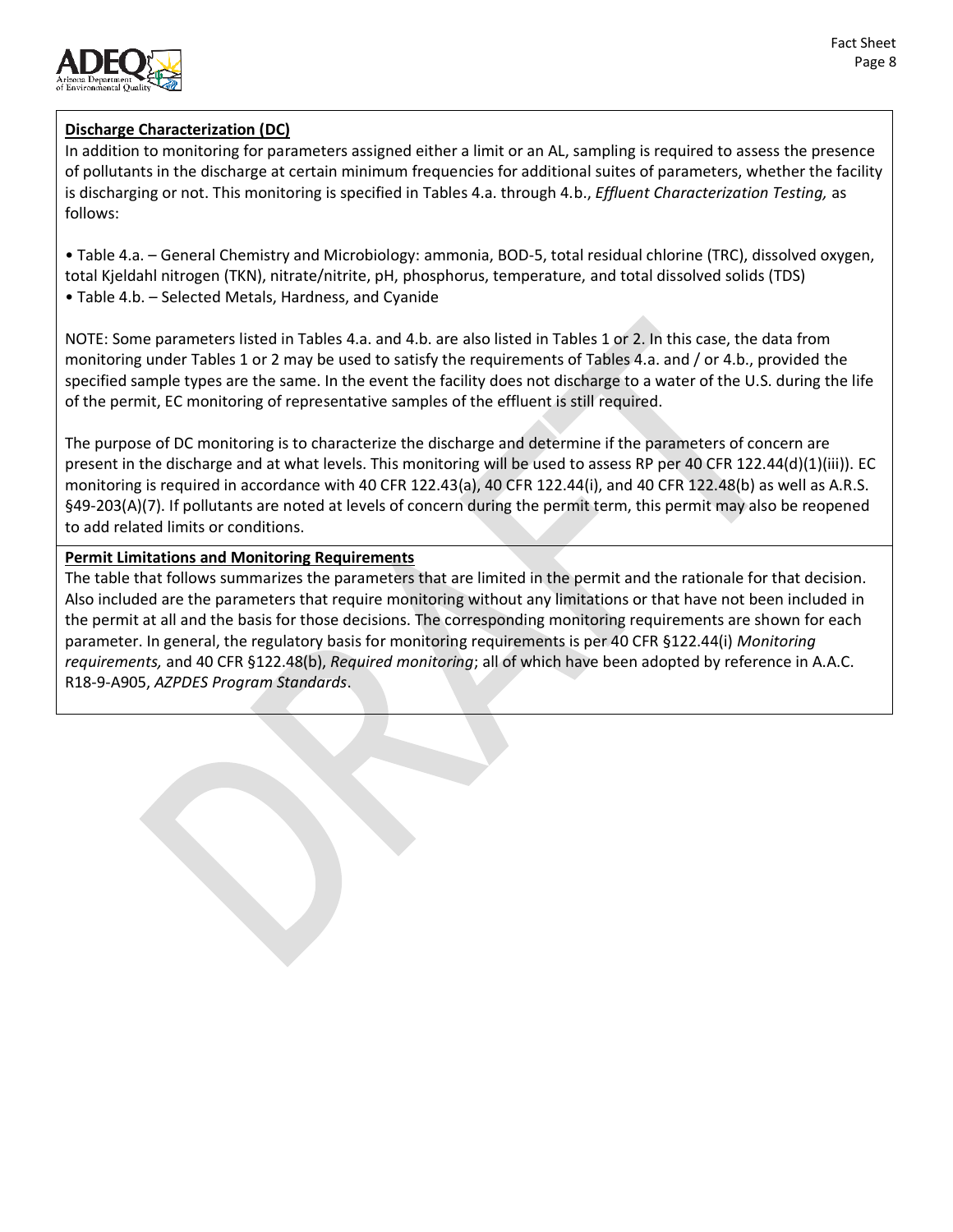**Discharge Characterization (DC)**

In addition to monitoring for parameters assigned either a limit or an AL, sampling is required to assess the presence of pollutants in the discharge at certain minimum frequencies for additional suites of parameters, whether the facility is discharging or not. This monitoring is specified in Tables 4.a. through 4.b., *Effluent Characterization Testing,* as follows:

- Table 4.a. – General Chemistry and Microbiology: ammonia, BOD-5, total residual chlorine (TRC), dissolved oxygen, total Kjeldahl nitrogen (TKN), nitrate/nitrite, pH, phosphorus, temperature, and total dissolved solids (TDS)
- Table 4.b. – Selected Metals, Hardness, and Cyanide

NOTE: Some parameters listed in Tables 4.a. and 4.b. are also listed in Tables 1 or 2. In this case, the data from monitoring under Tables 1 or 2 may be used to satisfy the requirements of Tables 4.a. and / or 4.b., provided the specified sample types are the same. In the event the facility does not discharge to a water of the U.S. during the life of the permit, EC monitoring of representative samples of the effluent is still required.

The purpose of DC monitoring is to characterize the discharge and determine if the parameters of concern are present in the discharge and at what levels. This monitoring will be used to assess RP per 40 CFR 122.44(d)(1)(iii)). EC monitoring is required in accordance with 40 CFR 122.43(a), 40 CFR 122.44(i), and 40 CFR 122.48(b) as well as A.R.S. §49-203(A)(7). If pollutants are noted at levels of concern during the permit term, this permit may also be reopened to add related limits or conditions.

**Permit Limitations and Monitoring Requirements**

The table that follows summarizes the parameters that are limited in the permit and the rationale for that decision. Also included are the parameters that require monitoring without any limitations or that have not been included in the permit at all and the basis for those decisions. The corresponding monitoring requirements are shown for each parameter. In general, the regulatory basis for monitoring requirements is per 40 CFR §122.44(i) *Monitoring requirements,* and 40 CFR §122.48(b), *Required monitoring*; all of which have been adopted by reference in A.A.C. R18-9-A905, *AZPDES Program Standards*.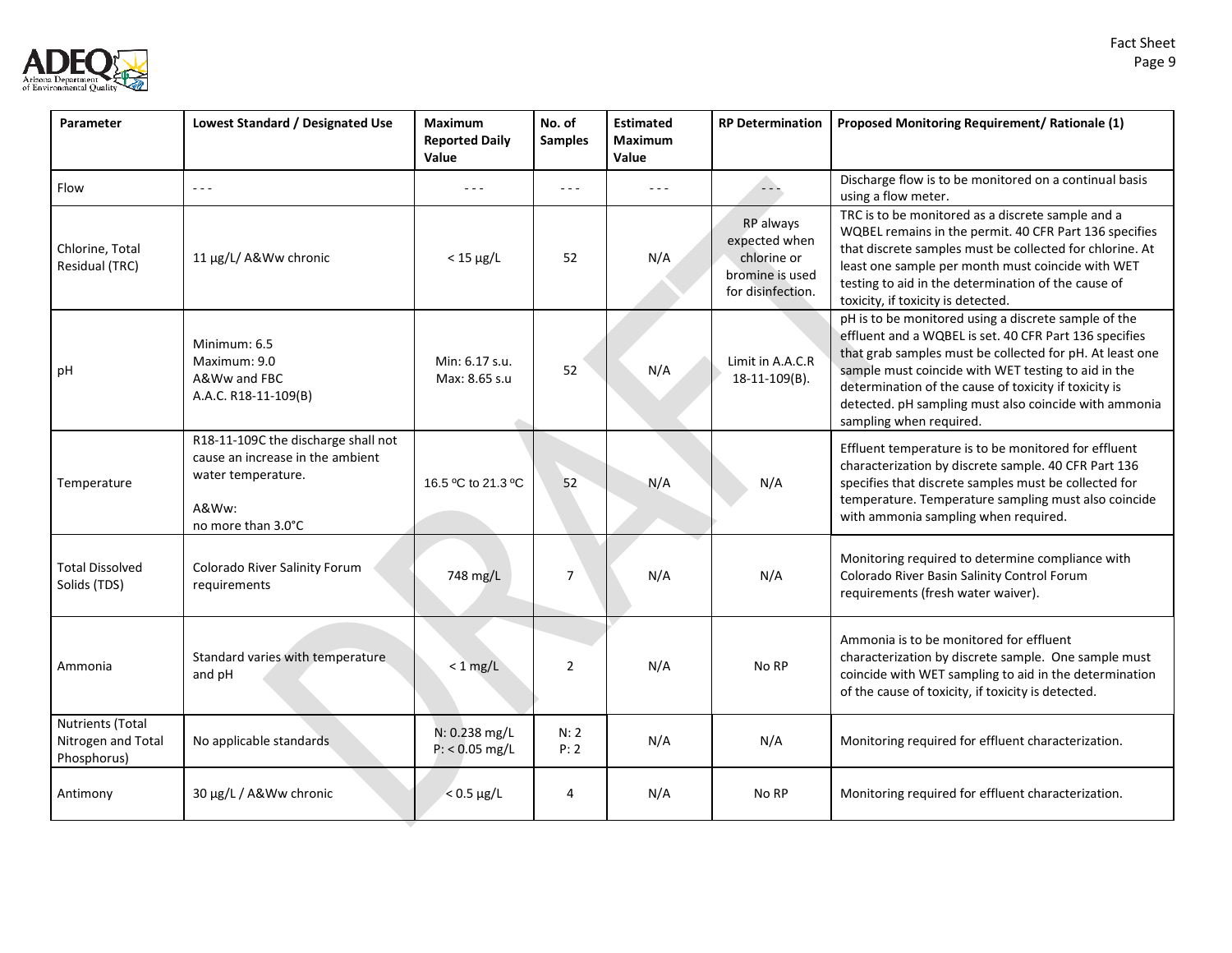| Parameter | Lowest Standard / Designated Use | Maximum Reported Daily Value | No. of Samples | Estimated Maximum Value | RP Determination | Proposed Monitoring Requirement/ Rationale (1) |
|---|---|---|---|---|---|---|
| Flow | - - - | - - - | - - - | - - - | - - - | Discharge flow is to be monitored on a continual basis using a flow meter. |
| Chlorine, Total Residual (TRC) | 11 µg/L/ A&Ww chronic | < 15 µg/L | 52 | N/A | RP always expected when chlorine or bromine is used for disinfection. | TRC is to be monitored as a discrete sample and a WQBEL remains in the permit. 40 CFR Part 136 specifies that discrete samples must be collected for chlorine. At least one sample per month must coincide with WET testing to aid in the determination of the cause of toxicity, if toxicity is detected. |
| pH | Minimum: 6.5<br>Maximum: 9.0<br>A&Ww and FBC<br>A.A.C. R18-11-109(B) | Min: 6.17 s.u.<br>Max: 8.65 s.u | 52 | N/A | Limit in A.A.C.R 18-11-109(B). | pH is to be monitored using a discrete sample of the effluent and a WQBEL is set. 40 CFR Part 136 specifies that grab samples must be collected for pH. At least one sample must coincide with WET testing to aid in the determination of the cause of toxicity if toxicity is detected. pH sampling must also coincide with ammonia sampling when required. |
| Temperature | R18-11-109C the discharge shall not cause an increase in the ambient water temperature.<br><br>A&Ww:<br>no more than 3.0°C | 16.5 ºC to 21.3 ºC | 52 | N/A | N/A | Effluent temperature is to be monitored for effluent characterization by discrete sample. 40 CFR Part 136 specifies that discrete samples must be collected for temperature. Temperature sampling must also coincide with ammonia sampling when required. |
| Total Dissolved Solids (TDS) | Colorado River Salinity Forum requirements | 748 mg/L | 7 | N/A | N/A | Monitoring required to determine compliance with Colorado River Basin Salinity Control Forum requirements (fresh water waiver). |
| Ammonia | Standard varies with temperature and pH | < 1 mg/L | 2 | N/A | No RP | Ammonia is to be monitored for effluent characterization by discrete sample. One sample must coincide with WET sampling to aid in the determination of the cause of toxicity, if toxicity is detected. |
| Nutrients (Total Nitrogen and Total Phosphorus) | No applicable standards | N: 0.238 mg/L<br>P: < 0.05 mg/L | N: 2<br>P: 2 | N/A | N/A | Monitoring required for effluent characterization. |
| Antimony | 30 µg/L / A&Ww chronic | < 0.5 µg/L | 4 | N/A | No RP | Monitoring required for effluent characterization. |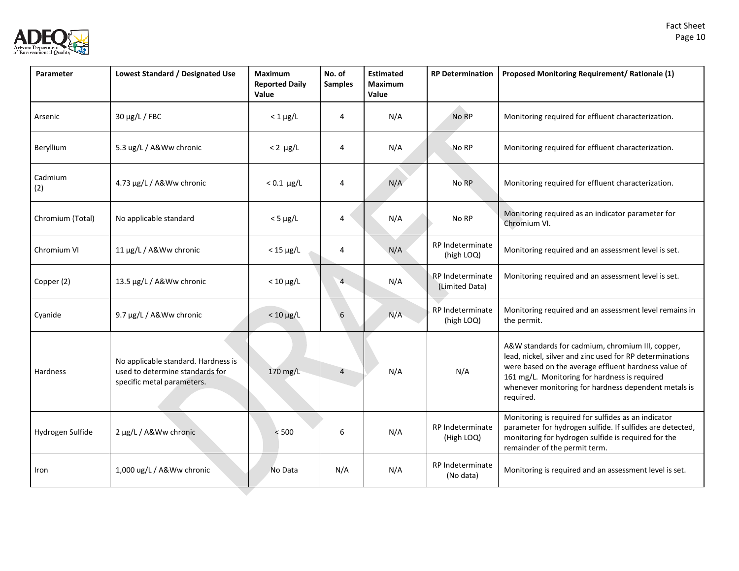| Parameter | Lowest Standard / Designated Use | Maximum Reported Daily Value | No. of Samples | Estimated Maximum Value | RP Determination | Proposed Monitoring Requirement/ Rationale (1) |
|---|---|---|---|---|---|---|
| Arsenic | 30 µg/L / FBC | < 1 µg/L | 4 | N/A | No RP | Monitoring required for effluent characterization. |
| Beryllium | 5.3 ug/L / A&Ww chronic | < 2 µg/L | 4 | N/A | No RP | Monitoring required for effluent characterization. |
| Cadmium (2) | 4.73 µg/L / A&Ww chronic | < 0.1 µg/L | 4 | N/A | No RP | Monitoring required for effluent characterization. |
| Chromium (Total) | No applicable standard | < 5 µg/L | 4 | N/A | No RP | Monitoring required as an indicator parameter for Chromium VI. |
| Chromium VI | 11 µg/L / A&Ww chronic | < 15 µg/L | 4 | N/A | RP Indeterminate (high LOQ) | Monitoring required and an assessment level is set. |
| Copper (2) | 13.5 µg/L / A&Ww chronic | < 10 µg/L | 4 | N/A | RP Indeterminate (Limited Data) | Monitoring required and an assessment level is set. |
| Cyanide | 9.7 µg/L / A&Ww chronic | < 10 µg/L | 6 | N/A | RP Indeterminate (high LOQ) | Monitoring required and an assessment level remains in the permit. |
| Hardness | No applicable standard. Hardness is used to determine standards for specific metal parameters. | 170 mg/L | 4 | N/A | N/A | A&W standards for cadmium, chromium III, copper, lead, nickel, silver and zinc used for RP determinations were based on the average effluent hardness value of 161 mg/L. Monitoring for hardness is required whenever monitoring for hardness dependent metals is required. |
| Hydrogen Sulfide | 2 µg/L / A&Ww chronic | < 500 | 6 | N/A | RP Indeterminate (High LOQ) | Monitoring is required for sulfides as an indicator parameter for hydrogen sulfide. If sulfides are detected, monitoring for hydrogen sulfide is required for the remainder of the permit term. |
| Iron | 1,000 ug/L / A&Ww chronic | No Data | N/A | N/A | RP Indeterminate (No data) | Monitoring is required and an assessment level is set. |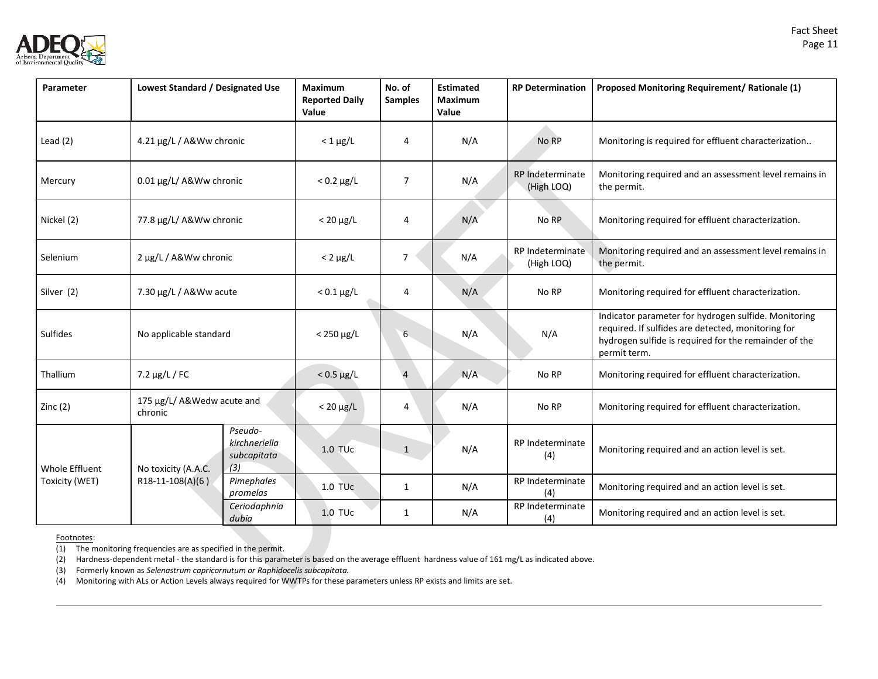| Parameter | Lowest Standard / Designated Use | | Maximum Reported Daily Value | No. of Samples | Estimated Maximum Value | RP Determination | Proposed Monitoring Requirement/ Rationale (1) |
|---|---|---|---|---|---|---|---|
| Lead (2) | 4.21 µg/L / A&Ww chronic | | < 1 µg/L | 4 | N/A | No RP | Monitoring is required for effluent characterization.. |
| Mercury | 0.01 µg/L/ A&Ww chronic | | < 0.2 µg/L | 7 | N/A | RP Indeterminate (High LOQ) | Monitoring required and an assessment level remains in the permit. |
| Nickel (2) | 77.8 µg/L/ A&Ww chronic | | < 20 µg/L | 4 | N/A | No RP | Monitoring required for effluent characterization. |
| Selenium | 2 µg/L / A&Ww chronic | | < 2 µg/L | 7 | N/A | RP Indeterminate (High LOQ) | Monitoring required and an assessment level remains in the permit. |
| Silver (2) | 7.30 µg/L / A&Ww acute | | < 0.1 µg/L | 4 | N/A | No RP | Monitoring required for effluent characterization. |
| Sulfides | No applicable standard | | < 250 µg/L | 6 | N/A | N/A | Indicator parameter for hydrogen sulfide. Monitoring required. If sulfides are detected, monitoring for hydrogen sulfide is required for the remainder of the permit term. |
| Thallium | 7.2 µg/L / FC | | < 0.5 µg/L | 4 | N/A | No RP | Monitoring required for effluent characterization. |
| Zinc (2) | 175 µg/L/ A&Wedw acute and chronic | | < 20 µg/L | 4 | N/A | No RP | Monitoring required for effluent characterization. |
| Whole Effluent Toxicity (WET) | No toxicity (A.A.C. R18-11-108(A)(6 ) | *Pseudo-kirchneriella subcapitata (3)* | 1.0 TUc | 1 | N/A | RP Indeterminate (4) | Monitoring required and an action level is set. |
| | | *Pimephales promelas* | 1.0 TUc | 1 | N/A | RP Indeterminate (4) | Monitoring required and an action level is set. |
| | | *Ceriodaphnia dubia* | 1.0 TUc | 1 | N/A | RP Indeterminate (4) | Monitoring required and an action level is set. |

Footnotes:

(1) The monitoring frequencies are as specified in the permit.

(2) Hardness-dependent metal - the standard is for this parameter is based on the average effluent hardness value of 161 mg/L as indicated above.

(3) Formerly known as *Selenastrum capricornutum or Raphidocelis subcapitata.*

(4) Monitoring with ALs or Action Levels always required for WWTPs for these parameters unless RP exists and limits are set.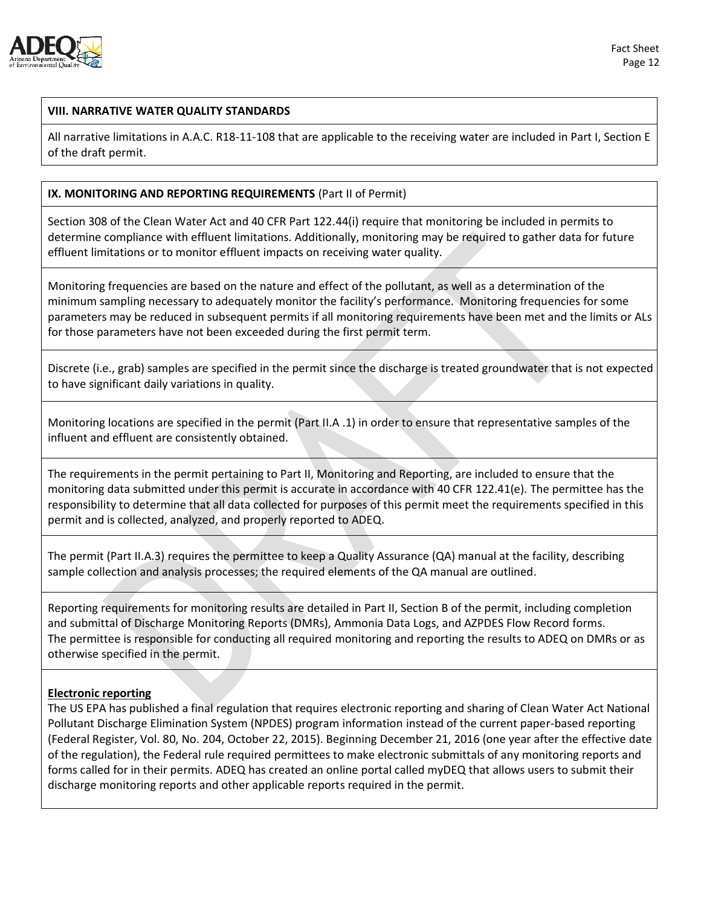## VIII. NARRATIVE WATER QUALITY STANDARDS

All narrative limitations in A.A.C. R18-11-108 that are applicable to the receiving water are included in Part I, Section E of the draft permit.

## IX. MONITORING AND REPORTING REQUIREMENTS (Part II of Permit)

Section 308 of the Clean Water Act and 40 CFR Part 122.44(i) require that monitoring be included in permits to determine compliance with effluent limitations. Additionally, monitoring may be required to gather data for future effluent limitations or to monitor effluent impacts on receiving water quality.

Monitoring frequencies are based on the nature and effect of the pollutant, as well as a determination of the minimum sampling necessary to adequately monitor the facility's performance. Monitoring frequencies for some parameters may be reduced in subsequent permits if all monitoring requirements have been met and the limits or ALs for those parameters have not been exceeded during the first permit term.

Discrete (i.e., grab) samples are specified in the permit since the discharge is treated groundwater that is not expected to have significant daily variations in quality.

Monitoring locations are specified in the permit (Part II.A .1) in order to ensure that representative samples of the influent and effluent are consistently obtained.

The requirements in the permit pertaining to Part II, Monitoring and Reporting, are included to ensure that the monitoring data submitted under this permit is accurate in accordance with 40 CFR 122.41(e). The permittee has the responsibility to determine that all data collected for purposes of this permit meet the requirements specified in this permit and is collected, analyzed, and properly reported to ADEQ.

The permit (Part II.A.3) requires the permittee to keep a Quality Assurance (QA) manual at the facility, describing sample collection and analysis processes; the required elements of the QA manual are outlined.

Reporting requirements for monitoring results are detailed in Part II, Section B of the permit, including completion and submittal of Discharge Monitoring Reports (DMRs), Ammonia Data Logs, and AZPDES Flow Record forms. The permittee is responsible for conducting all required monitoring and reporting the results to ADEQ on DMRs or as otherwise specified in the permit.

**Electronic reporting**

The US EPA has published a final regulation that requires electronic reporting and sharing of Clean Water Act National Pollutant Discharge Elimination System (NPDES) program information instead of the current paper-based reporting (Federal Register, Vol. 80, No. 204, October 22, 2015). Beginning December 21, 2016 (one year after the effective date of the regulation), the Federal rule required permittees to make electronic submittals of any monitoring reports and forms called for in their permits. ADEQ has created an online portal called myDEQ that allows users to submit their discharge monitoring reports and other applicable reports required in the permit.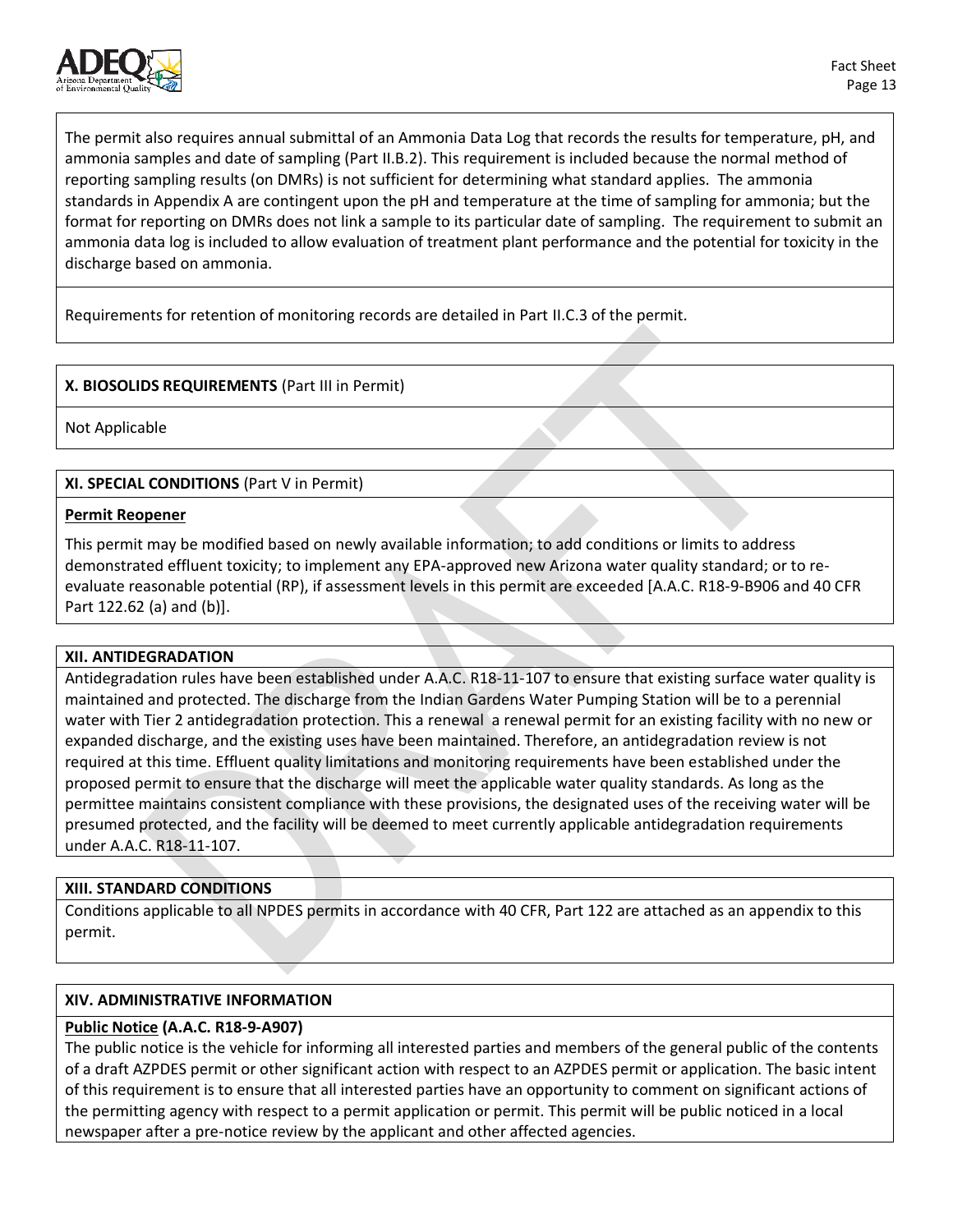The permit also requires annual submittal of an Ammonia Data Log that records the results for temperature, pH, and ammonia samples and date of sampling (Part II.B.2). This requirement is included because the normal method of reporting sampling results (on DMRs) is not sufficient for determining what standard applies. The ammonia standards in Appendix A are contingent upon the pH and temperature at the time of sampling for ammonia; but the format for reporting on DMRs does not link a sample to its particular date of sampling. The requirement to submit an ammonia data log is included to allow evaluation of treatment plant performance and the potential for toxicity in the discharge based on ammonia.

Requirements for retention of monitoring records are detailed in Part II.C.3 of the permit.

## X. BIOSOLIDS REQUIREMENTS (Part III in Permit)

Not Applicable

## XI. SPECIAL CONDITIONS (Part V in Permit)

**Permit Reopener**

This permit may be modified based on newly available information; to add conditions or limits to address demonstrated effluent toxicity; to implement any EPA-approved new Arizona water quality standard; or to re-evaluate reasonable potential (RP), if assessment levels in this permit are exceeded [A.A.C. R18-9-B906 and 40 CFR Part 122.62 (a) and (b)].

## XII. ANTIDEGRADATION

Antidegradation rules have been established under A.A.C. R18-11-107 to ensure that existing surface water quality is maintained and protected. The discharge from the Indian Gardens Water Pumping Station will be to a perennial water with Tier 2 antidegradation protection. This a renewal a renewal permit for an existing facility with no new or expanded discharge, and the existing uses have been maintained. Therefore, an antidegradation review is not required at this time. Effluent quality limitations and monitoring requirements have been established under the proposed permit to ensure that the discharge will meet the applicable water quality standards. As long as the permittee maintains consistent compliance with these provisions, the designated uses of the receiving water will be presumed protected, and the facility will be deemed to meet currently applicable antidegradation requirements under A.A.C. R18-11-107.

## XIII. STANDARD CONDITIONS

Conditions applicable to all NPDES permits in accordance with 40 CFR, Part 122 are attached as an appendix to this permit.

## XIV. ADMINISTRATIVE INFORMATION

**Public Notice (A.A.C. R18-9-A907)**

The public notice is the vehicle for informing all interested parties and members of the general public of the contents of a draft AZPDES permit or other significant action with respect to an AZPDES permit or application. The basic intent of this requirement is to ensure that all interested parties have an opportunity to comment on significant actions of the permitting agency with respect to a permit application or permit. This permit will be public noticed in a local newspaper after a pre-notice review by the applicant and other affected agencies.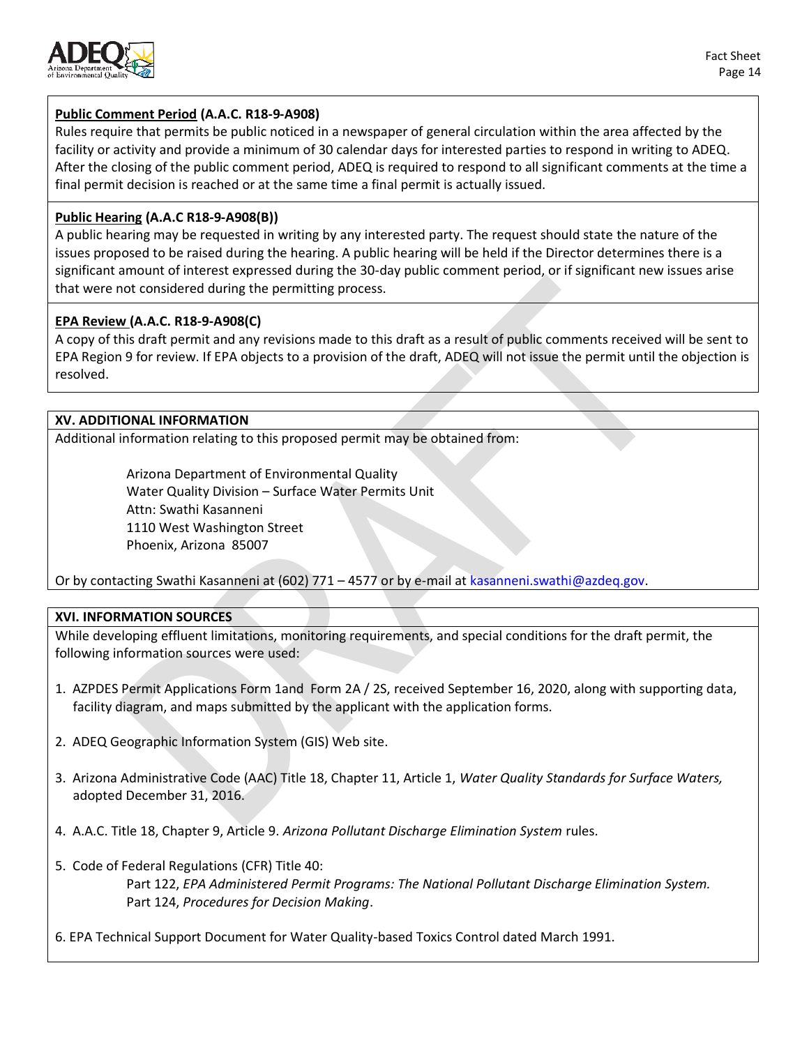**Public Comment Period (A.A.C. R18-9-A908)**
Rules require that permits be public noticed in a newspaper of general circulation within the area affected by the facility or activity and provide a minimum of 30 calendar days for interested parties to respond in writing to ADEQ. After the closing of the public comment period, ADEQ is required to respond to all significant comments at the time a final permit decision is reached or at the same time a final permit is actually issued.

**Public Hearing (A.A.C R18-9-A908(B))**
A public hearing may be requested in writing by any interested party. The request should state the nature of the issues proposed to be raised during the hearing. A public hearing will be held if the Director determines there is a significant amount of interest expressed during the 30-day public comment period, or if significant new issues arise that were not considered during the permitting process.

**EPA Review (A.A.C. R18-9-A908(C)**
A copy of this draft permit and any revisions made to this draft as a result of public comments received will be sent to EPA Region 9 for review. If EPA objects to a provision of the draft, ADEQ will not issue the permit until the objection is resolved.

## XV. ADDITIONAL INFORMATION

Additional information relating to this proposed permit may be obtained from:

Arizona Department of Environmental Quality
Water Quality Division – Surface Water Permits Unit
Attn: Swathi Kasanneni
1110 West Washington Street
Phoenix, Arizona 85007

Or by contacting Swathi Kasanneni at (602) 771 – 4577 or by e-mail at kasanneni.swathi@azdeq.gov.

## XVI. INFORMATION SOURCES

While developing effluent limitations, monitoring requirements, and special conditions for the draft permit, the following information sources were used:

1. AZPDES Permit Applications Form 1and Form 2A / 2S, received September 16, 2020, along with supporting data, facility diagram, and maps submitted by the applicant with the application forms.

2. ADEQ Geographic Information System (GIS) Web site.

3. Arizona Administrative Code (AAC) Title 18, Chapter 11, Article 1, *Water Quality Standards for Surface Waters,* adopted December 31, 2016.

4. A.A.C. Title 18, Chapter 9, Article 9. *Arizona Pollutant Discharge Elimination System* rules.

5. Code of Federal Regulations (CFR) Title 40:
   Part 122, *EPA Administered Permit Programs: The National Pollutant Discharge Elimination System.*
   Part 124, *Procedures for Decision Making*.

6. EPA Technical Support Document for Water Quality-based Toxics Control dated March 1991.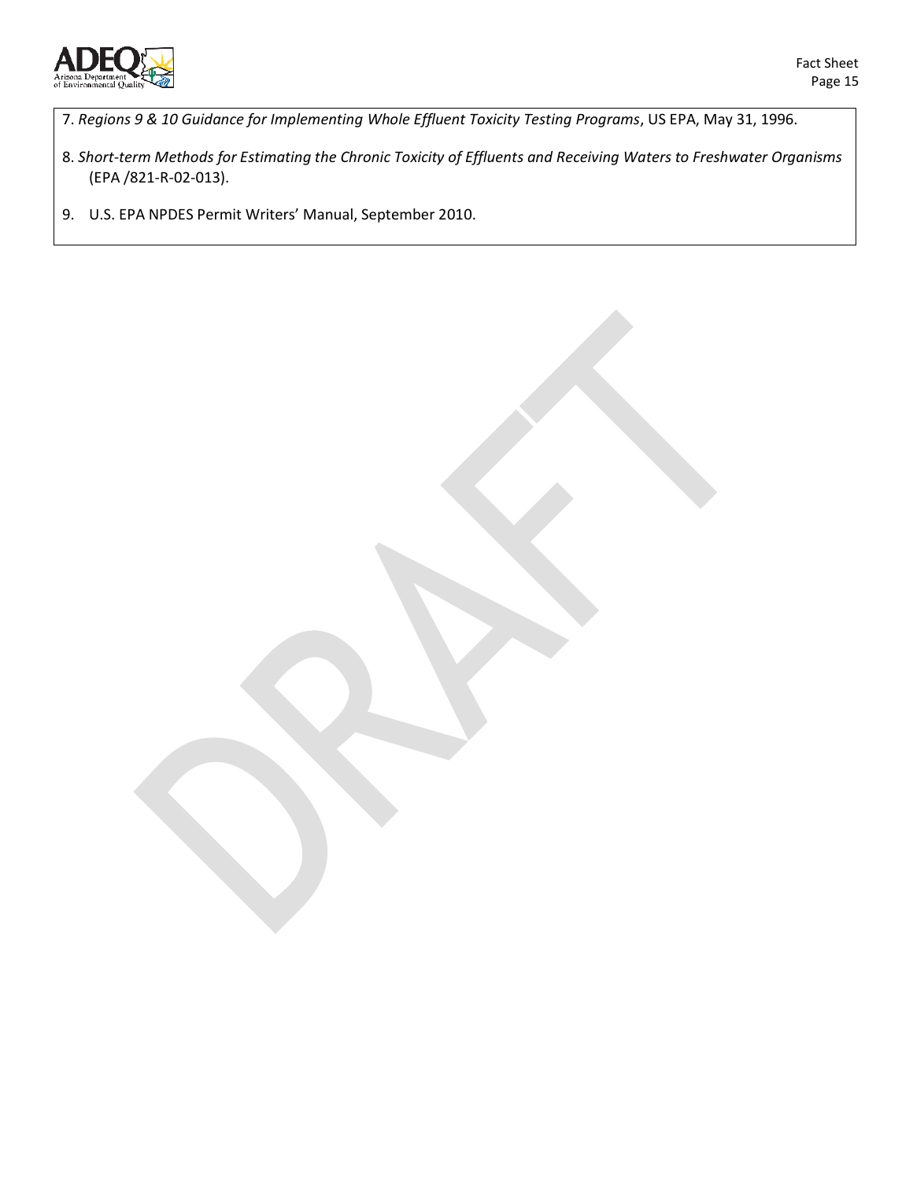7. *Regions 9 & 10 Guidance for Implementing Whole Effluent Toxicity Testing Programs*, US EPA, May 31, 1996.

8. *Short-term Methods for Estimating the Chronic Toxicity of Effluents and Receiving Waters to Freshwater Organisms* (EPA /821-R-02-013).

9. U.S. EPA NPDES Permit Writers' Manual, September 2010.